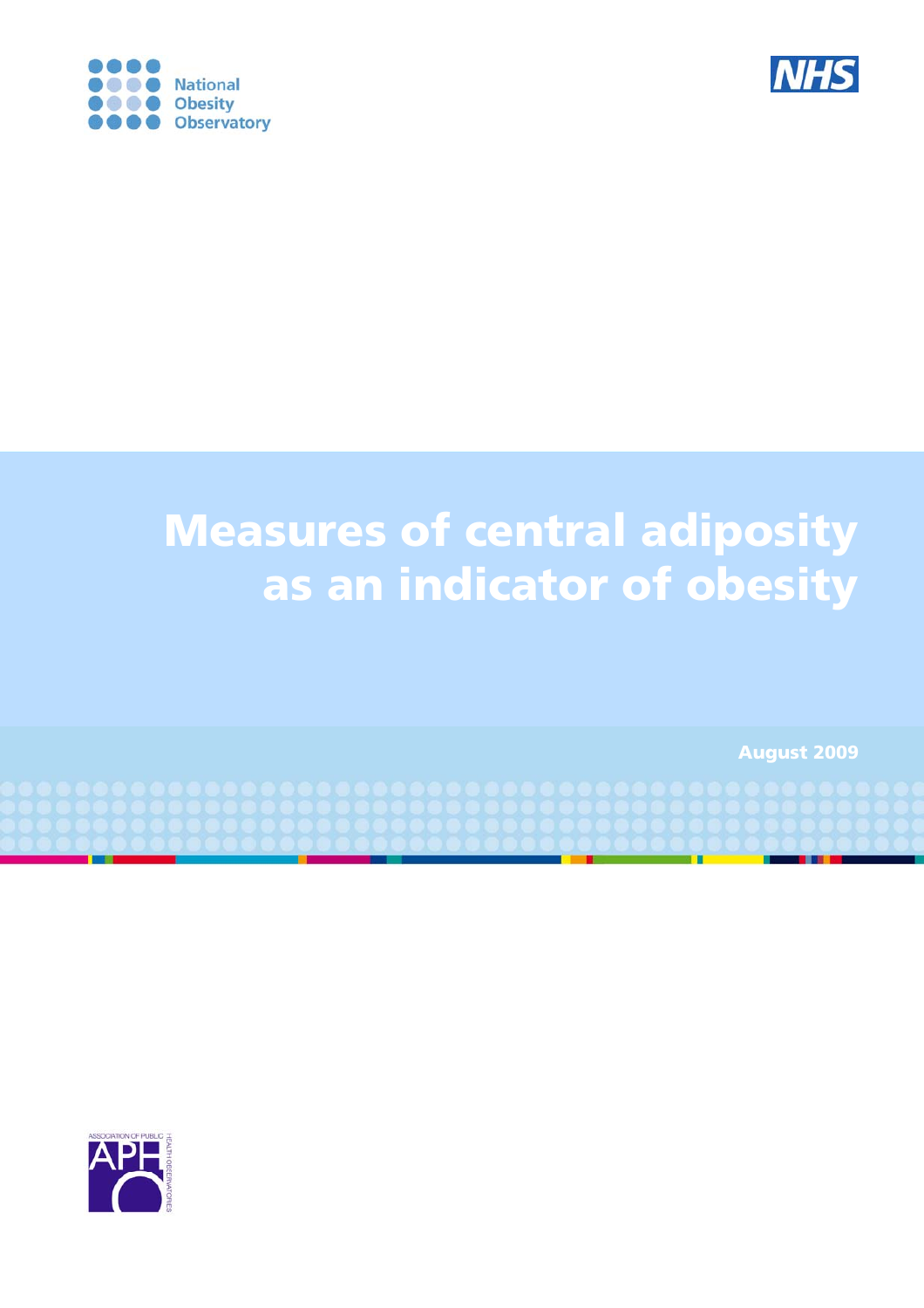National Obesity Observatory

NHS

# Measures of central adiposity as an indicator of obesity

August 2009

ASSOCIATION OF PUBLIC HEALTH OBSERVATORIES

APHO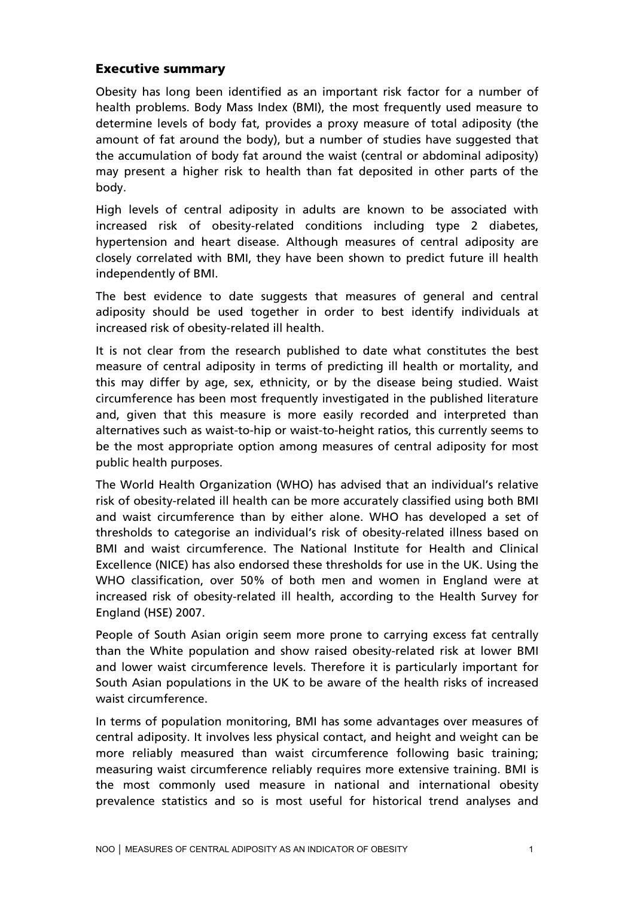## Executive summary

Obesity has long been identified as an important risk factor for a number of health problems. Body Mass Index (BMI), the most frequently used measure to determine levels of body fat, provides a proxy measure of total adiposity (the amount of fat around the body), but a number of studies have suggested that the accumulation of body fat around the waist (central or abdominal adiposity) may present a higher risk to health than fat deposited in other parts of the body.

High levels of central adiposity in adults are known to be associated with increased risk of obesity-related conditions including type 2 diabetes, hypertension and heart disease. Although measures of central adiposity are closely correlated with BMI, they have been shown to predict future ill health independently of BMI.

The best evidence to date suggests that measures of general and central adiposity should be used together in order to best identify individuals at increased risk of obesity-related ill health.

It is not clear from the research published to date what constitutes the best measure of central adiposity in terms of predicting ill health or mortality, and this may differ by age, sex, ethnicity, or by the disease being studied. Waist circumference has been most frequently investigated in the published literature and, given that this measure is more easily recorded and interpreted than alternatives such as waist-to-hip or waist-to-height ratios, this currently seems to be the most appropriate option among measures of central adiposity for most public health purposes.

The World Health Organization (WHO) has advised that an individual's relative risk of obesity-related ill health can be more accurately classified using both BMI and waist circumference than by either alone. WHO has developed a set of thresholds to categorise an individual's risk of obesity-related illness based on BMI and waist circumference. The National Institute for Health and Clinical Excellence (NICE) has also endorsed these thresholds for use in the UK. Using the WHO classification, over 50% of both men and women in England were at increased risk of obesity-related ill health, according to the Health Survey for England (HSE) 2007.

People of South Asian origin seem more prone to carrying excess fat centrally than the White population and show raised obesity-related risk at lower BMI and lower waist circumference levels. Therefore it is particularly important for South Asian populations in the UK to be aware of the health risks of increased waist circumference.

In terms of population monitoring, BMI has some advantages over measures of central adiposity. It involves less physical contact, and height and weight can be more reliably measured than waist circumference following basic training; measuring waist circumference reliably requires more extensive training. BMI is the most commonly used measure in national and international obesity prevalence statistics and so is most useful for historical trend analyses and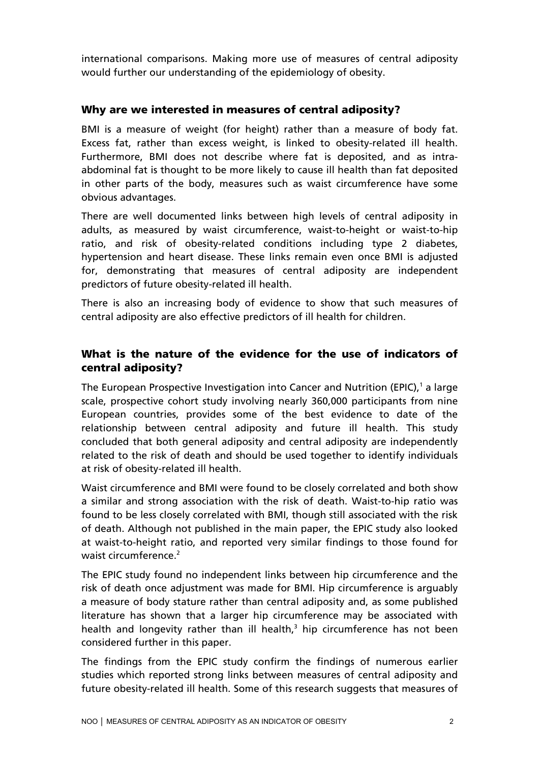international comparisons. Making more use of measures of central adiposity would further our understanding of the epidemiology of obesity.

## Why are we interested in measures of central adiposity?

BMI is a measure of weight (for height) rather than a measure of body fat. Excess fat, rather than excess weight, is linked to obesity-related ill health. Furthermore, BMI does not describe where fat is deposited, and as intra-abdominal fat is thought to be more likely to cause ill health than fat deposited in other parts of the body, measures such as waist circumference have some obvious advantages.

There are well documented links between high levels of central adiposity in adults, as measured by waist circumference, waist-to-height or waist-to-hip ratio, and risk of obesity-related conditions including type 2 diabetes, hypertension and heart disease. These links remain even once BMI is adjusted for, demonstrating that measures of central adiposity are independent predictors of future obesity-related ill health.

There is also an increasing body of evidence to show that such measures of central adiposity are also effective predictors of ill health for children.

## What is the nature of the evidence for the use of indicators of central adiposity?

The European Prospective Investigation into Cancer and Nutrition (EPIC),[1] a large scale, prospective cohort study involving nearly 360,000 participants from nine European countries, provides some of the best evidence to date of the relationship between central adiposity and future ill health. This study concluded that both general adiposity and central adiposity are independently related to the risk of death and should be used together to identify individuals at risk of obesity-related ill health.

Waist circumference and BMI were found to be closely correlated and both show a similar and strong association with the risk of death. Waist-to-hip ratio was found to be less closely correlated with BMI, though still associated with the risk of death. Although not published in the main paper, the EPIC study also looked at waist-to-height ratio, and reported very similar findings to those found for waist circumference.[2]

The EPIC study found no independent links between hip circumference and the risk of death once adjustment was made for BMI. Hip circumference is arguably a measure of body stature rather than central adiposity and, as some published literature has shown that a larger hip circumference may be associated with health and longevity rather than ill health,[3] hip circumference has not been considered further in this paper.

The findings from the EPIC study confirm the findings of numerous earlier studies which reported strong links between measures of central adiposity and future obesity-related ill health. Some of this research suggests that measures of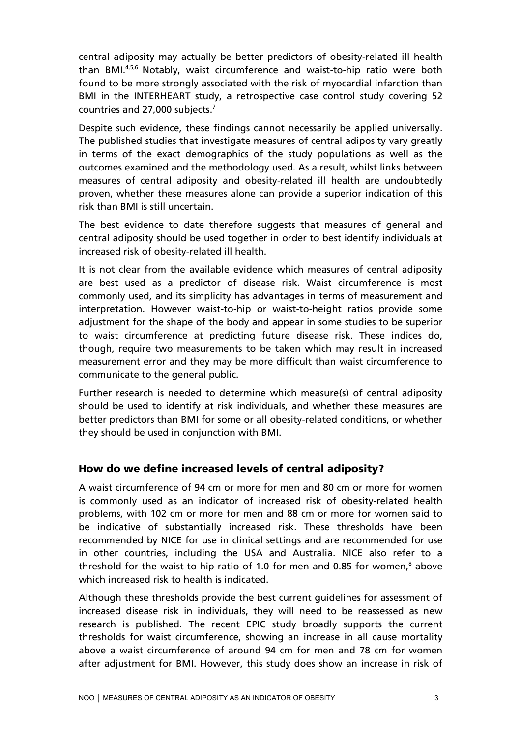central adiposity may actually be better predictors of obesity-related ill health than BMI.[4,5,6] Notably, waist circumference and waist-to-hip ratio were both found to be more strongly associated with the risk of myocardial infarction than BMI in the INTERHEART study, a retrospective case control study covering 52 countries and 27,000 subjects.[7]

Despite such evidence, these findings cannot necessarily be applied universally. The published studies that investigate measures of central adiposity vary greatly in terms of the exact demographics of the study populations as well as the outcomes examined and the methodology used. As a result, whilst links between measures of central adiposity and obesity-related ill health are undoubtedly proven, whether these measures alone can provide a superior indication of this risk than BMI is still uncertain.

The best evidence to date therefore suggests that measures of general and central adiposity should be used together in order to best identify individuals at increased risk of obesity-related ill health.

It is not clear from the available evidence which measures of central adiposity are best used as a predictor of disease risk. Waist circumference is most commonly used, and its simplicity has advantages in terms of measurement and interpretation. However waist-to-hip or waist-to-height ratios provide some adjustment for the shape of the body and appear in some studies to be superior to waist circumference at predicting future disease risk. These indices do, though, require two measurements to be taken which may result in increased measurement error and they may be more difficult than waist circumference to communicate to the general public.

Further research is needed to determine which measure(s) of central adiposity should be used to identify at risk individuals, and whether these measures are better predictors than BMI for some or all obesity-related conditions, or whether they should be used in conjunction with BMI.

## How do we define increased levels of central adiposity?

A waist circumference of 94 cm or more for men and 80 cm or more for women is commonly used as an indicator of increased risk of obesity-related health problems, with 102 cm or more for men and 88 cm or more for women said to be indicative of substantially increased risk. These thresholds have been recommended by NICE for use in clinical settings and are recommended for use in other countries, including the USA and Australia. NICE also refer to a threshold for the waist-to-hip ratio of 1.0 for men and 0.85 for women,[8] above which increased risk to health is indicated.

Although these thresholds provide the best current guidelines for assessment of increased disease risk in individuals, they will need to be reassessed as new research is published. The recent EPIC study broadly supports the current thresholds for waist circumference, showing an increase in all cause mortality above a waist circumference of around 94 cm for men and 78 cm for women after adjustment for BMI. However, this study does show an increase in risk of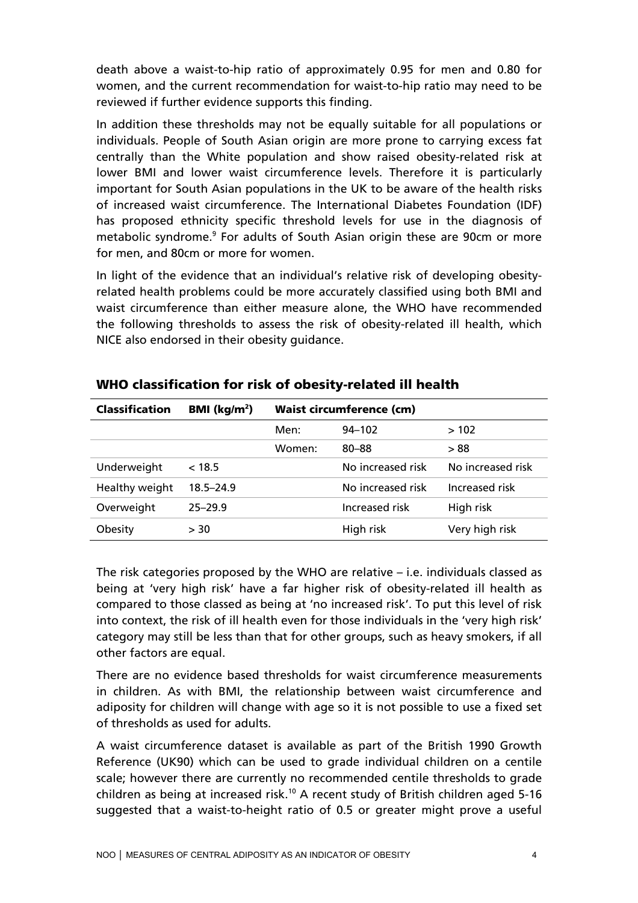death above a waist-to-hip ratio of approximately 0.95 for men and 0.80 for women, and the current recommendation for waist-to-hip ratio may need to be reviewed if further evidence supports this finding.

In addition these thresholds may not be equally suitable for all populations or individuals. People of South Asian origin are more prone to carrying excess fat centrally than the White population and show raised obesity-related risk at lower BMI and lower waist circumference levels. Therefore it is particularly important for South Asian populations in the UK to be aware of the health risks of increased waist circumference. The International Diabetes Foundation (IDF) has proposed ethnicity specific threshold levels for use in the diagnosis of metabolic syndrome.[9] For adults of South Asian origin these are 90cm or more for men, and 80cm or more for women.

In light of the evidence that an individual's relative risk of developing obesity-related health problems could be more accurately classified using both BMI and waist circumference than either measure alone, the WHO have recommended the following thresholds to assess the risk of obesity-related ill health, which NICE also endorsed in their obesity guidance.

## WHO classification for risk of obesity-related ill health

| Classification | BMI (kg/m$^2$) | Waist circumference (cm) | | |
|---|---|---|---|---|
| | | Men: | 94–102 | > 102 |
| | | Women: | 80–88 | > 88 |
| Underweight | < 18.5 | | No increased risk | No increased risk |
| Healthy weight | 18.5–24.9 | | No increased risk | Increased risk |
| Overweight | 25–29.9 | | Increased risk | High risk |
| Obesity | > 30 | | High risk | Very high risk |

The risk categories proposed by the WHO are relative – i.e. individuals classed as being at 'very high risk' have a far higher risk of obesity-related ill health as compared to those classed as being at 'no increased risk'. To put this level of risk into context, the risk of ill health even for those individuals in the 'very high risk' category may still be less than that for other groups, such as heavy smokers, if all other factors are equal.

There are no evidence based thresholds for waist circumference measurements in children. As with BMI, the relationship between waist circumference and adiposity for children will change with age so it is not possible to use a fixed set of thresholds as used for adults.

A waist circumference dataset is available as part of the British 1990 Growth Reference (UK90) which can be used to grade individual children on a centile scale; however there are currently no recommended centile thresholds to grade children as being at increased risk.[10] A recent study of British children aged 5-16 suggested that a waist-to-height ratio of 0.5 or greater might prove a useful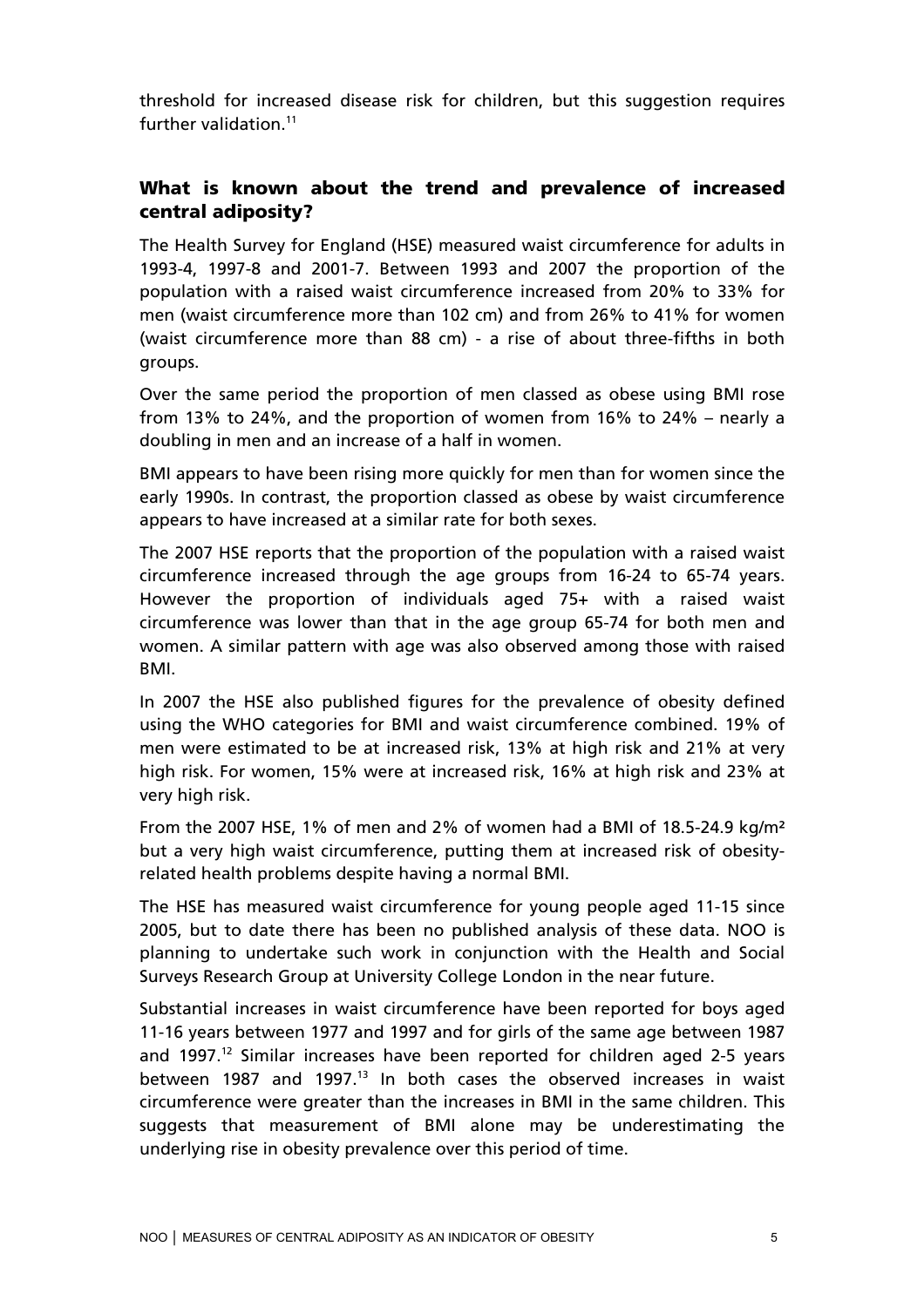threshold for increased disease risk for children, but this suggestion requires further validation.[11]

## What is known about the trend and prevalence of increased central adiposity?

The Health Survey for England (HSE) measured waist circumference for adults in 1993-4, 1997-8 and 2001-7. Between 1993 and 2007 the proportion of the population with a raised waist circumference increased from 20% to 33% for men (waist circumference more than 102 cm) and from 26% to 41% for women (waist circumference more than 88 cm) - a rise of about three-fifths in both groups.

Over the same period the proportion of men classed as obese using BMI rose from 13% to 24%, and the proportion of women from 16% to 24% – nearly a doubling in men and an increase of a half in women.

BMI appears to have been rising more quickly for men than for women since the early 1990s. In contrast, the proportion classed as obese by waist circumference appears to have increased at a similar rate for both sexes.

The 2007 HSE reports that the proportion of the population with a raised waist circumference increased through the age groups from 16-24 to 65-74 years. However the proportion of individuals aged 75+ with a raised waist circumference was lower than that in the age group 65-74 for both men and women. A similar pattern with age was also observed among those with raised BMI.

In 2007 the HSE also published figures for the prevalence of obesity defined using the WHO categories for BMI and waist circumference combined. 19% of men were estimated to be at increased risk, 13% at high risk and 21% at very high risk. For women, 15% were at increased risk, 16% at high risk and 23% at very high risk.

From the 2007 HSE, 1% of men and 2% of women had a BMI of 18.5-24.9 kg/m² but a very high waist circumference, putting them at increased risk of obesity-related health problems despite having a normal BMI.

The HSE has measured waist circumference for young people aged 11-15 since 2005, but to date there has been no published analysis of these data. NOO is planning to undertake such work in conjunction with the Health and Social Surveys Research Group at University College London in the near future.

Substantial increases in waist circumference have been reported for boys aged 11-16 years between 1977 and 1997 and for girls of the same age between 1987 and 1997.[12] Similar increases have been reported for children aged 2-5 years between 1987 and 1997.[13] In both cases the observed increases in waist circumference were greater than the increases in BMI in the same children. This suggests that measurement of BMI alone may be underestimating the underlying rise in obesity prevalence over this period of time.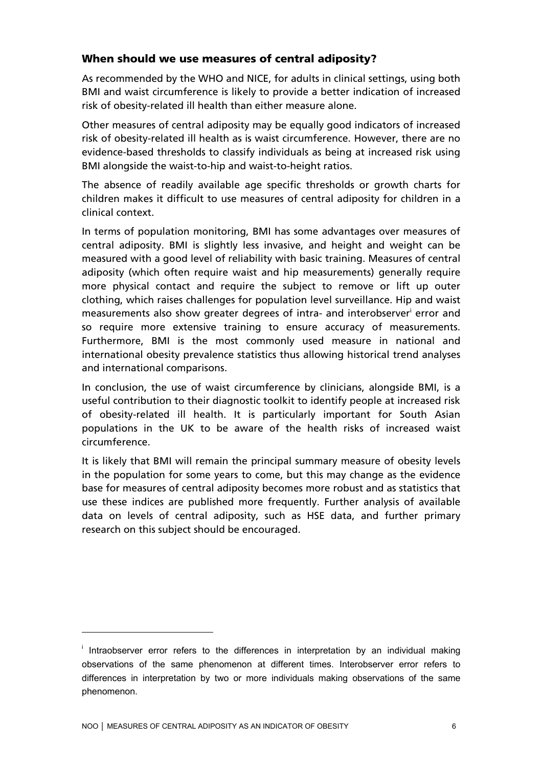## When should we use measures of central adiposity?

As recommended by the WHO and NICE, for adults in clinical settings, using both BMI and waist circumference is likely to provide a better indication of increased risk of obesity-related ill health than either measure alone.

Other measures of central adiposity may be equally good indicators of increased risk of obesity-related ill health as is waist circumference. However, there are no evidence-based thresholds to classify individuals as being at increased risk using BMI alongside the waist-to-hip and waist-to-height ratios.

The absence of readily available age specific thresholds or growth charts for children makes it difficult to use measures of central adiposity for children in a clinical context.

In terms of population monitoring, BMI has some advantages over measures of central adiposity. BMI is slightly less invasive, and height and weight can be measured with a good level of reliability with basic training. Measures of central adiposity (which often require waist and hip measurements) generally require more physical contact and require the subject to remove or lift up outer clothing, which raises challenges for population level surveillance. Hip and waist measurements also show greater degrees of intra- and interobserver[i] error and so require more extensive training to ensure accuracy of measurements. Furthermore, BMI is the most commonly used measure in national and international obesity prevalence statistics thus allowing historical trend analyses and international comparisons.

In conclusion, the use of waist circumference by clinicians, alongside BMI, is a useful contribution to their diagnostic toolkit to identify people at increased risk of obesity-related ill health. It is particularly important for South Asian populations in the UK to be aware of the health risks of increased waist circumference.

It is likely that BMI will remain the principal summary measure of obesity levels in the population for some years to come, but this may change as the evidence base for measures of central adiposity becomes more robust and as statistics that use these indices are published more frequently. Further analysis of available data on levels of central adiposity, such as HSE data, and further primary research on this subject should be encouraged.

---

[i] Intraobserver error refers to the differences in interpretation by an individual making observations of the same phenomenon at different times. Interobserver error refers to differences in interpretation by two or more individuals making observations of the same phenomenon.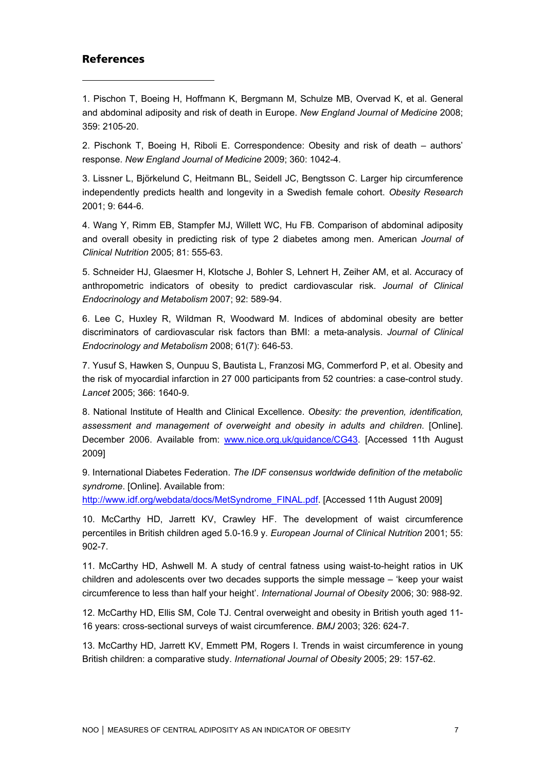## References

1. Pischon T, Boeing H, Hoffmann K, Bergmann M, Schulze MB, Overvad K, et al. General and abdominal adiposity and risk of death in Europe. *New England Journal of Medicine* 2008; 359: 2105-20.

2. Pischonk T, Boeing H, Riboli E. Correspondence: Obesity and risk of death – authors' response. *New England Journal of Medicine* 2009; 360: 1042-4.

3. Lissner L, Björkelund C, Heitmann BL, Seidell JC, Bengtsson C. Larger hip circumference independently predicts health and longevity in a Swedish female cohort. *Obesity Research* 2001; 9: 644-6.

4. Wang Y, Rimm EB, Stampfer MJ, Willett WC, Hu FB. Comparison of abdominal adiposity and overall obesity in predicting risk of type 2 diabetes among men. American *Journal of Clinical Nutrition* 2005; 81: 555-63.

5. Schneider HJ, Glaesmer H, Klotsche J, Bohler S, Lehnert H, Zeiher AM, et al. Accuracy of anthropometric indicators of obesity to predict cardiovascular risk. *Journal of Clinical Endocrinology and Metabolism* 2007; 92: 589-94.

6. Lee C, Huxley R, Wildman R, Woodward M. Indices of abdominal obesity are better discriminators of cardiovascular risk factors than BMI: a meta-analysis. *Journal of Clinical Endocrinology and Metabolism* 2008; 61(7): 646-53.

7. Yusuf S, Hawken S, Ounpuu S, Bautista L, Franzosi MG, Commerford P, et al. Obesity and the risk of myocardial infarction in 27 000 participants from 52 countries: a case-control study. *Lancet* 2005; 366: 1640-9.

8. National Institute of Health and Clinical Excellence. *Obesity: the prevention, identification, assessment and management of overweight and obesity in adults and children*. [Online]. December 2006. Available from: www.nice.org.uk/guidance/CG43. [Accessed 11th August 2009]

9. International Diabetes Federation. *The IDF consensus worldwide definition of the metabolic syndrome*. [Online]. Available from: http://www.idf.org/webdata/docs/MetSyndrome_FINAL.pdf. [Accessed 11th August 2009]

10. McCarthy HD, Jarrett KV, Crawley HF. The development of waist circumference percentiles in British children aged 5.0-16.9 y. *European Journal of Clinical Nutrition* 2001; 55: 902-7.

11. McCarthy HD, Ashwell M. A study of central fatness using waist-to-height ratios in UK children and adolescents over two decades supports the simple message – 'keep your waist circumference to less than half your height'. *International Journal of Obesity* 2006; 30: 988-92.

12. McCarthy HD, Ellis SM, Cole TJ. Central overweight and obesity in British youth aged 11-16 years: cross-sectional surveys of waist circumference. *BMJ* 2003; 326: 624-7.

13. McCarthy HD, Jarrett KV, Emmett PM, Rogers I. Trends in waist circumference in young British children: a comparative study. *International Journal of Obesity* 2005; 29: 157-62.